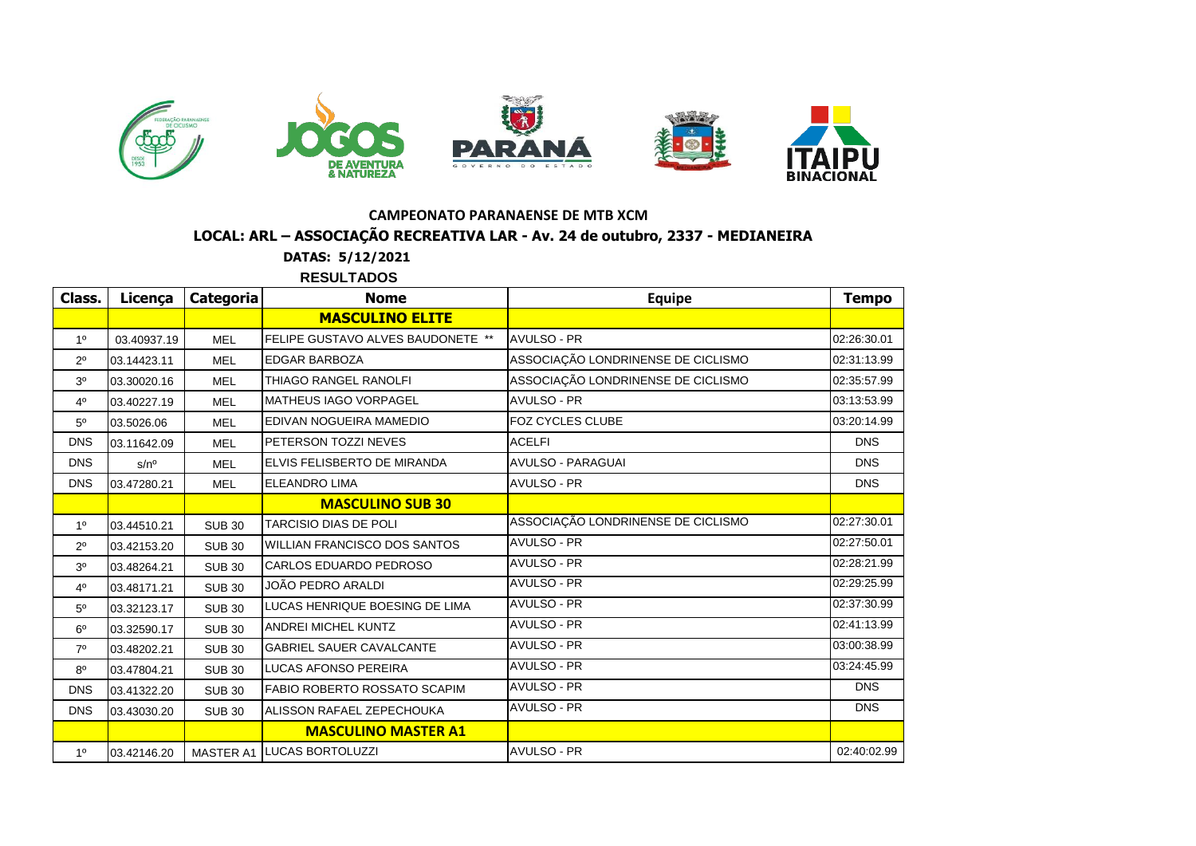**CAMPEONATO PARANAENSE DE MTB XCM**

**LOCAL: ARL – ASSOCIAÇÃO RECREATIVA LAR - Av. 24 de outubro, 2337 - MEDIANEIRA**

**DATAS: 5/12/2021**

**RESULTADOS**

| Class. | Licença | Categoria | Nome | Equipe | Tempo |
|---|---|---|---|---|---|
| | | | **MASCULINO ELITE** | | |
| 1º | 03.40937.19 | MEL | FELIPE GUSTAVO ALVES BAUDONETE ** | AVULSO - PR | 02:26:30.01 |
| 2º | 03.14423.11 | MEL | EDGAR BARBOZA | ASSOCIAÇÃO LONDRINENSE DE CICLISMO | 02:31:13.99 |
| 3º | 03.30020.16 | MEL | THIAGO RANGEL RANOLFI | ASSOCIAÇÃO LONDRINENSE DE CICLISMO | 02:35:57.99 |
| 4º | 03.40227.19 | MEL | MATHEUS IAGO VORPAGEL | AVULSO - PR | 03:13:53.99 |
| 5º | 03.5026.06 | MEL | EDIVAN NOGUEIRA MAMEDIO | FOZ CYCLES CLUBE | 03:20:14.99 |
| DNS | 03.11642.09 | MEL | PETERSON TOZZI NEVES | ACELFI | DNS |
| DNS | s/nº | MEL | ELVIS FELISBERTO DE MIRANDA | AVULSO - PARAGUAI | DNS |
| DNS | 03.47280.21 | MEL | ELEANDRO LIMA | AVULSO - PR | DNS |
| | | | **MASCULINO SUB 30** | | |
| 1º | 03.44510.21 | SUB 30 | TARCISIO DIAS DE POLI | ASSOCIAÇÃO LONDRINENSE DE CICLISMO | 02:27:30.01 |
| 2º | 03.42153.20 | SUB 30 | WILLIAN FRANCISCO DOS SANTOS | AVULSO - PR | 02:27:50.01 |
| 3º | 03.48264.21 | SUB 30 | CARLOS EDUARDO PEDROSO | AVULSO - PR | 02:28:21.99 |
| 4º | 03.48171.21 | SUB 30 | JOÃO PEDRO ARALDI | AVULSO - PR | 02:29:25.99 |
| 5º | 03.32123.17 | SUB 30 | LUCAS HENRIQUE BOESING DE LIMA | AVULSO - PR | 02:37:30.99 |
| 6º | 03.32590.17 | SUB 30 | ANDREI MICHEL KUNTZ | AVULSO - PR | 02:41:13.99 |
| 7º | 03.48202.21 | SUB 30 | GABRIEL SAUER CAVALCANTE | AVULSO - PR | 03:00:38.99 |
| 8º | 03.47804.21 | SUB 30 | LUCAS AFONSO PEREIRA | AVULSO - PR | 03:24:45.99 |
| DNS | 03.41322.20 | SUB 30 | FABIO ROBERTO ROSSATO SCAPIM | AVULSO - PR | DNS |
| DNS | 03.43030.20 | SUB 30 | ALISSON RAFAEL ZEPECHOUKA | AVULSO - PR | DNS |
| | | | **MASCULINO MASTER A1** | | |
| 1º | 03.42146.20 | MASTER A1 | LUCAS BORTOLUZZI | AVULSO - PR | 02:40:02.99 |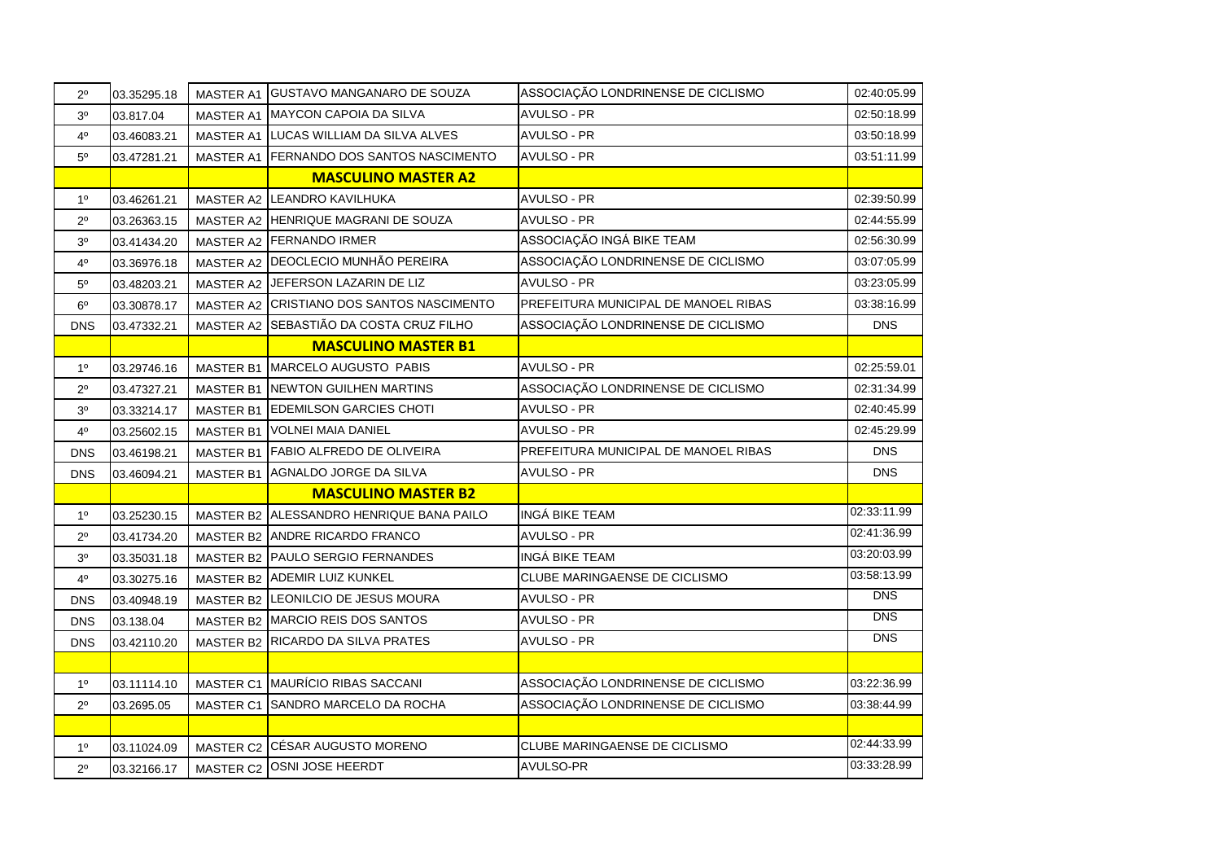| 2º | 03.35295.18 | MASTER A1 | GUSTAVO MANGANARO DE SOUZA | ASSOCIAÇÃO LONDRINENSE DE CICLISMO | 02:40:05.99 |
|---|---|---|---|---|---|
| 3º | 03.817.04 | MASTER A1 | MAYCON CAPOIA DA SILVA | AVULSO - PR | 02:50:18.99 |
| 4º | 03.46083.21 | MASTER A1 | LUCAS WILLIAM DA SILVA ALVES | AVULSO - PR | 03:50:18.99 |
| 5º | 03.47281.21 | MASTER A1 | FERNANDO DOS SANTOS NASCIMENTO | AVULSO - PR | 03:51:11.99 |
| | | | **MASCULINO MASTER A2** | | |
| 1º | 03.46261.21 | MASTER A2 | LEANDRO KAVILHUKA | AVULSO - PR | 02:39:50.99 |
| 2º | 03.26363.15 | MASTER A2 | HENRIQUE MAGRANI DE SOUZA | AVULSO - PR | 02:44:55.99 |
| 3º | 03.41434.20 | MASTER A2 | FERNANDO IRMER | ASSOCIAÇÃO INGÁ BIKE TEAM | 02:56:30.99 |
| 4º | 03.36976.18 | MASTER A2 | DEOCLECIO MUNHÃO PEREIRA | ASSOCIAÇÃO LONDRINENSE DE CICLISMO | 03:07:05.99 |
| 5º | 03.48203.21 | MASTER A2 | JEFERSON LAZARIN DE LIZ | AVULSO - PR | 03:23:05.99 |
| 6º | 03.30878.17 | MASTER A2 | CRISTIANO DOS SANTOS NASCIMENTO | PREFEITURA MUNICIPAL DE MANOEL RIBAS | 03:38:16.99 |
| DNS | 03.47332.21 | MASTER A2 | SEBASTIÃO DA COSTA CRUZ FILHO | ASSOCIAÇÃO LONDRINENSE DE CICLISMO | DNS |
| | | | **MASCULINO MASTER B1** | | |
| 1º | 03.29746.16 | MASTER B1 | MARCELO AUGUSTO PABIS | AVULSO - PR | 02:25:59.01 |
| 2º | 03.47327.21 | MASTER B1 | NEWTON GUILHEN MARTINS | ASSOCIAÇÃO LONDRINENSE DE CICLISMO | 02:31:34.99 |
| 3º | 03.33214.17 | MASTER B1 | EDEMILSON GARCIES CHOTI | AVULSO - PR | 02:40:45.99 |
| 4º | 03.25602.15 | MASTER B1 | VOLNEI MAIA DANIEL | AVULSO - PR | 02:45:29.99 |
| DNS | 03.46198.21 | MASTER B1 | FABIO ALFREDO DE OLIVEIRA | PREFEITURA MUNICIPAL DE MANOEL RIBAS | DNS |
| DNS | 03.46094.21 | MASTER B1 | AGNALDO JORGE DA SILVA | AVULSO - PR | DNS |
| | | | **MASCULINO MASTER B2** | | |
| 1º | 03.25230.15 | MASTER B2 | ALESSANDRO HENRIQUE BANA PAILO | INGÁ BIKE TEAM | 02:33:11.99 |
| 2º | 03.41734.20 | MASTER B2 | ANDRE RICARDO FRANCO | AVULSO - PR | 02:41:36.99 |
| 3º | 03.35031.18 | MASTER B2 | PAULO SERGIO FERNANDES | INGÁ BIKE TEAM | 03:20:03.99 |
| 4º | 03.30275.16 | MASTER B2 | ADEMIR LUIZ KUNKEL | CLUBE MARINGAENSE DE CICLISMO | 03:58:13.99 |
| DNS | 03.40948.19 | MASTER B2 | LEONILCIO DE JESUS MOURA | AVULSO - PR | DNS |
| DNS | 03.138.04 | MASTER B2 | MARCIO REIS DOS SANTOS | AVULSO - PR | DNS |
| DNS | 03.42110.20 | MASTER B2 | RICARDO DA SILVA PRATES | AVULSO - PR | DNS |
| | | | | | |
| 1º | 03.11114.10 | MASTER C1 | MAURÍCIO RIBAS SACCANI | ASSOCIAÇÃO LONDRINENSE DE CICLISMO | 03:22:36.99 |
| 2º | 03.2695.05 | MASTER C1 | SANDRO MARCELO DA ROCHA | ASSOCIAÇÃO LONDRINENSE DE CICLISMO | 03:38:44.99 |
| | | | | | |
| 1º | 03.11024.09 | MASTER C2 | CÉSAR AUGUSTO MORENO | CLUBE MARINGAENSE DE CICLISMO | 02:44:33.99 |
| 2º | 03.32166.17 | MASTER C2 | OSNI JOSE HEERDT | AVULSO-PR | 03:33:28.99 |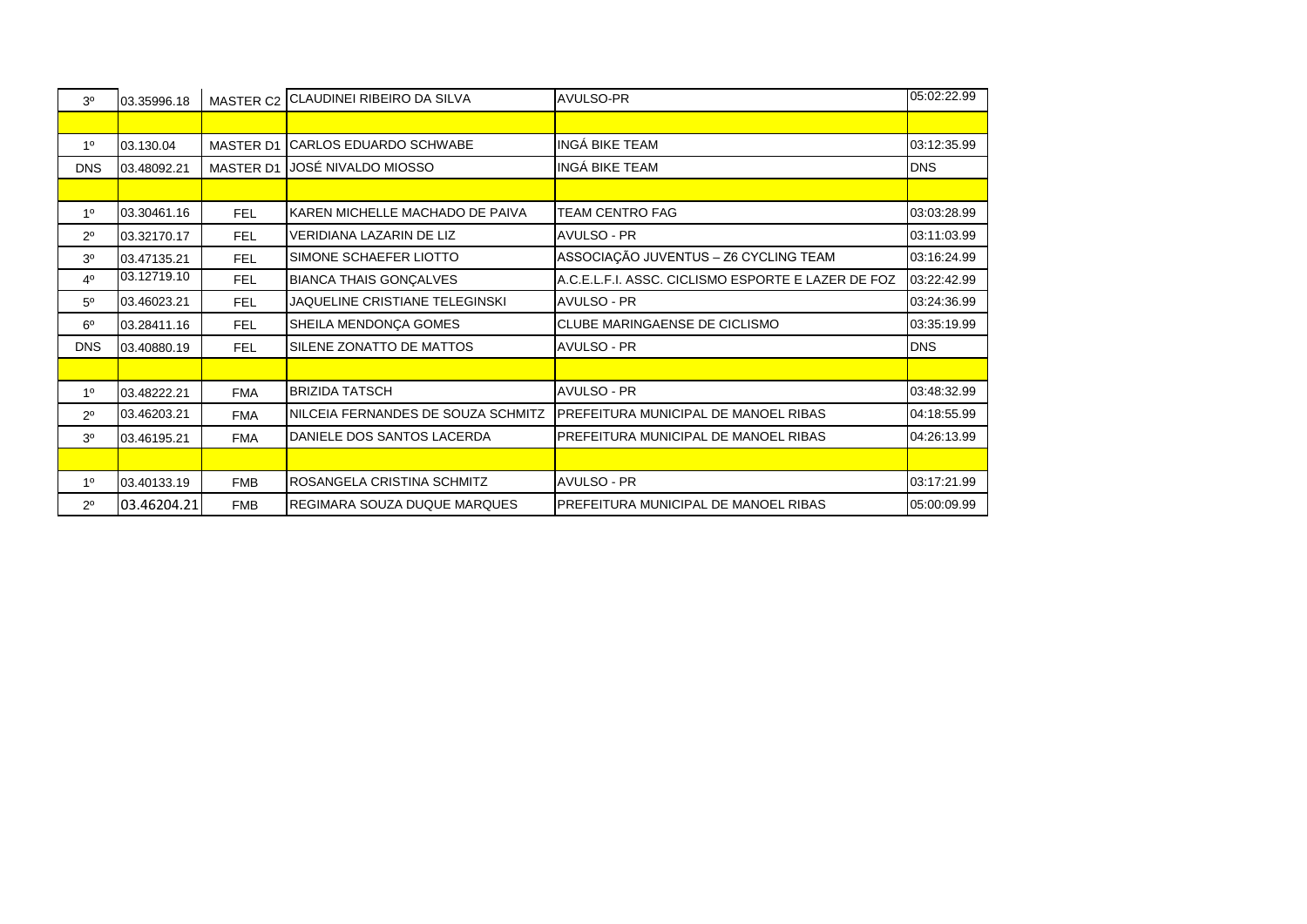| | | | | | |
|---|---|---|---|---|---|
| 3º | 03.35996.18 | MASTER C2 | CLAUDINEI RIBEIRO DA SILVA | AVULSO-PR | 05:02:22.99 |
| | | | | | |
| 1º | 03.130.04 | MASTER D1 | CARLOS EDUARDO SCHWABE | INGÁ BIKE TEAM | 03:12:35.99 |
| DNS | 03.48092.21 | MASTER D1 | JOSÉ NIVALDO MIOSSO | INGÁ BIKE TEAM | DNS |
| | | | | | |
| 1º | 03.30461.16 | FEL | KAREN MICHELLE MACHADO DE PAIVA | TEAM CENTRO FAG | 03:03:28.99 |
| 2º | 03.32170.17 | FEL | VERIDIANA LAZARIN DE LIZ | AVULSO - PR | 03:11:03.99 |
| 3º | 03.47135.21 | FEL | SIMONE SCHAEFER LIOTTO | ASSOCIAÇÃO JUVENTUS – Z6 CYCLING TEAM | 03:16:24.99 |
| 4º | 03.12719.10 | FEL | BIANCA THAIS GONÇALVES | A.C.E.L.F.I. ASSC. CICLISMO ESPORTE E LAZER DE FOZ | 03:22:42.99 |
| 5º | 03.46023.21 | FEL | JAQUELINE CRISTIANE TELEGINSKI | AVULSO - PR | 03:24:36.99 |
| 6º | 03.28411.16 | FEL | SHEILA MENDONÇA GOMES | CLUBE MARINGAENSE DE CICLISMO | 03:35:19.99 |
| DNS | 03.40880.19 | FEL | SILENE ZONATTO DE MATTOS | AVULSO - PR | DNS |
| | | | | | |
| 1º | 03.48222.21 | FMA | BRIZIDA TATSCH | AVULSO - PR | 03:48:32.99 |
| 2º | 03.46203.21 | FMA | NILCEIA FERNANDES DE SOUZA SCHMITZ | PREFEITURA MUNICIPAL DE MANOEL RIBAS | 04:18:55.99 |
| 3º | 03.46195.21 | FMA | DANIELE DOS SANTOS LACERDA | PREFEITURA MUNICIPAL DE MANOEL RIBAS | 04:26:13.99 |
| | | | | | |
| 1º | 03.40133.19 | FMB | ROSANGELA CRISTINA SCHMITZ | AVULSO - PR | 03:17:21.99 |
| 2º | 03.46204.21 | FMB | REGIMARA SOUZA DUQUE MARQUES | PREFEITURA MUNICIPAL DE MANOEL RIBAS | 05:00:09.99 |